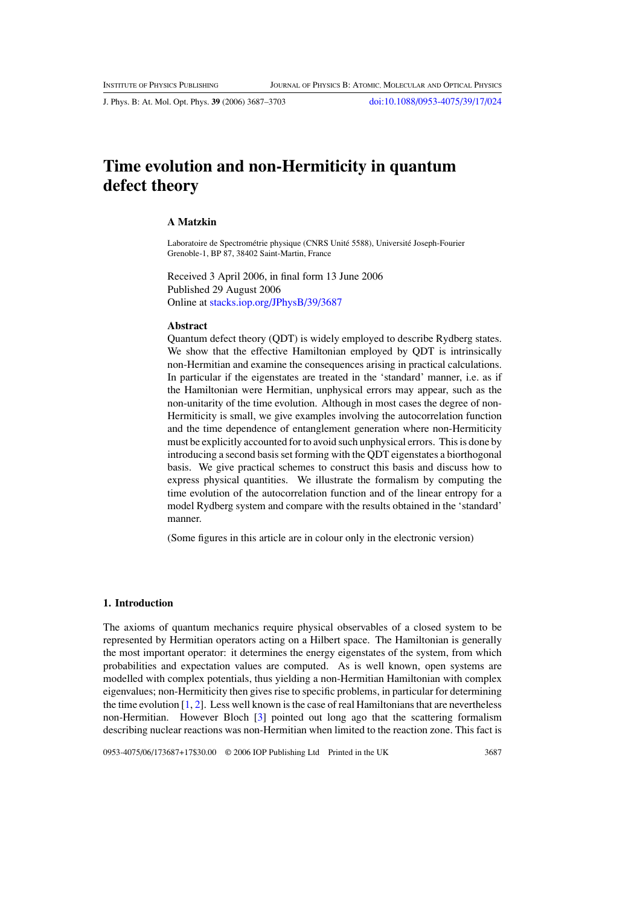# Time evolution and non-Hermiticity in quantum defect theory

**A Matzkin**

Laboratoire de Spectrométrie physique (CNRS Unité 5588), Université Joseph-Fourier Grenoble-1, BP 87, 38402 Saint-Martin, France

Received 3 April 2006, in final form 13 June 2006
Published 29 August 2006
Online at stacks.iop.org/JPhysB/39/3687

### Abstract

Quantum defect theory (QDT) is widely employed to describe Rydberg states. We show that the effective Hamiltonian employed by QDT is intrinsically non-Hermitian and examine the consequences arising in practical calculations. In particular if the eigenstates are treated in the 'standard' manner, i.e. as if the Hamiltonian were Hermitian, unphysical errors may appear, such as the non-unitarity of the time evolution. Although in most cases the degree of non-Hermiticity is small, we give examples involving the autocorrelation function and the time dependence of entanglement generation where non-Hermiticity must be explicitly accounted for to avoid such unphysical errors. This is done by introducing a second basis set forming with the QDT eigenstates a biorthogonal basis. We give practical schemes to construct this basis and discuss how to express physical quantities. We illustrate the formalism by computing the time evolution of the autocorrelation function and of the linear entropy for a model Rydberg system and compare with the results obtained in the 'standard' manner.

(Some figures in this article are in colour only in the electronic version)

## 1. Introduction

The axioms of quantum mechanics require physical observables of a closed system to be represented by Hermitian operators acting on a Hilbert space. The Hamiltonian is generally the most important operator: it determines the energy eigenstates of the system, from which probabilities and expectation values are computed. As is well known, open systems are modelled with complex potentials, thus yielding a non-Hermitian Hamiltonian with complex eigenvalues; non-Hermiticity then gives rise to specific problems, in particular for determining the time evolution [1, 2]. Less well known is the case of real Hamiltonians that are nevertheless non-Hermitian. However Bloch [3] pointed out long ago that the scattering formalism describing nuclear reactions was non-Hermitian when limited to the reaction zone. This fact is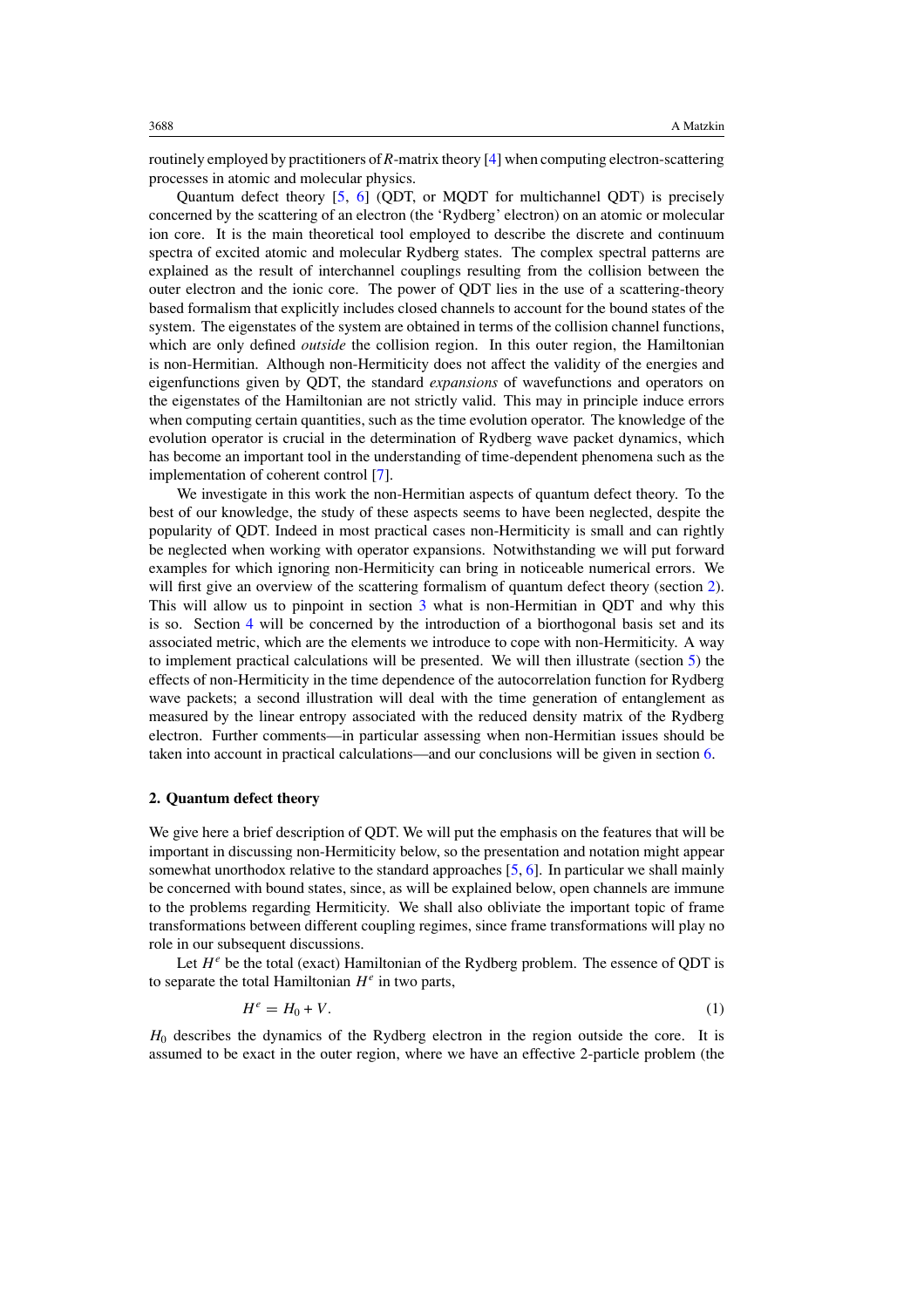routinely employed by practitioners of $R$-matrix theory [4] when computing electron-scattering processes in atomic and molecular physics.

Quantum defect theory [5, 6] (QDT, or MQDT for multichannel QDT) is precisely concerned by the scattering of an electron (the 'Rydberg' electron) on an atomic or molecular ion core. It is the main theoretical tool employed to describe the discrete and continuum spectra of excited atomic and molecular Rydberg states. The complex spectral patterns are explained as the result of interchannel couplings resulting from the collision between the outer electron and the ionic core. The power of QDT lies in the use of a scattering-theory based formalism that explicitly includes closed channels to account for the bound states of the system. The eigenstates of the system are obtained in terms of the collision channel functions, which are only defined *outside* the collision region. In this outer region, the Hamiltonian is non-Hermitian. Although non-Hermiticity does not affect the validity of the energies and eigenfunctions given by QDT, the standard *expansions* of wavefunctions and operators on the eigenstates of the Hamiltonian are not strictly valid. This may in principle induce errors when computing certain quantities, such as the time evolution operator. The knowledge of the evolution operator is crucial in the determination of Rydberg wave packet dynamics, which has become an important tool in the understanding of time-dependent phenomena such as the implementation of coherent control [7].

We investigate in this work the non-Hermitian aspects of quantum defect theory. To the best of our knowledge, the study of these aspects seems to have been neglected, despite the popularity of QDT. Indeed in most practical cases non-Hermiticity is small and can rightly be neglected when working with operator expansions. Notwithstanding we will put forward examples for which ignoring non-Hermiticity can bring in noticeable numerical errors. We will first give an overview of the scattering formalism of quantum defect theory (section 2). This will allow us to pinpoint in section 3 what is non-Hermitian in QDT and why this is so. Section 4 will be concerned by the introduction of a biorthogonal basis set and its associated metric, which are the elements we introduce to cope with non-Hermiticity. A way to implement practical calculations will be presented. We will then illustrate (section 5) the effects of non-Hermiticity in the time dependence of the autocorrelation function for Rydberg wave packets; a second illustration will deal with the time generation of entanglement as measured by the linear entropy associated with the reduced density matrix of the Rydberg electron. Further comments—in particular assessing when non-Hermitian issues should be taken into account in practical calculations—and our conclusions will be given in section 6.

## 2. Quantum defect theory

We give here a brief description of QDT. We will put the emphasis on the features that will be important in discussing non-Hermiticity below, so the presentation and notation might appear somewhat unorthodox relative to the standard approaches [5, 6]. In particular we shall mainly be concerned with bound states, since, as will be explained below, open channels are immune to the problems regarding Hermiticity. We shall also obliviate the important topic of frame transformations between different coupling regimes, since frame transformations will play no role in our subsequent discussions.

Let $H^e$ be the total (exact) Hamiltonian of the Rydberg problem. The essence of QDT is to separate the total Hamiltonian $H^e$ in two parts,

$$H^e = H_0 + V. \tag{1}$$

$H_0$ describes the dynamics of the Rydberg electron in the region outside the core. It is assumed to be exact in the outer region, where we have an effective 2-particle problem (the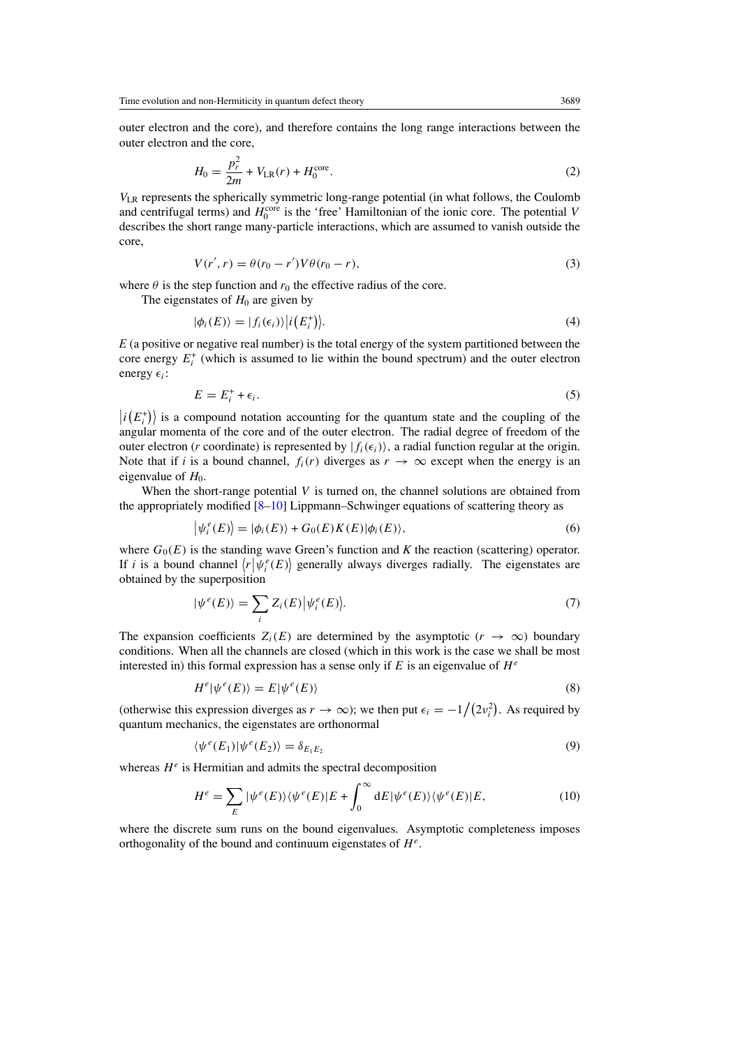outer electron and the core), and therefore contains the long range interactions between the outer electron and the core,

$$H_0 = \frac{p_r^2}{2m} + V_{\rm LR}(r) + H_0^{\rm core}. \tag{2}$$

$V_{\rm LR}$ represents the spherically symmetric long-range potential (in what follows, the Coulomb and centrifugal terms) and $H_0^{\rm core}$ is the 'free' Hamiltonian of the ionic core. The potential $V$ describes the short range many-particle interactions, which are assumed to vanish outside the core,

$$V(r', r) = \theta(r_0 - r')V\theta(r_0 - r), \tag{3}$$

where $\theta$ is the step function and $r_0$ the effective radius of the core.

The eigenstates of $H_0$ are given by

$$|\phi_i(E)\rangle = |f_i(\epsilon_i)\rangle \big|i\big(E_i^+\big)\big\rangle. \tag{4}$$

$E$ (a positive or negative real number) is the total energy of the system partitioned between the core energy $E_i^+$ (which is assumed to lie within the bound spectrum) and the outer electron energy $\epsilon_i$:

$$E = E_i^+ + \epsilon_i. \tag{5}$$

$\big|i\big(E_i^+\big)\big\rangle$ is a compound notation accounting for the quantum state and the coupling of the angular momenta of the core and of the outer electron. The radial degree of freedom of the outer electron ($r$ coordinate) is represented by $|f_i(\epsilon_i)\rangle$, a radial function regular at the origin. Note that if $i$ is a bound channel, $f_i(r)$ diverges as $r \to \infty$ except when the energy is an eigenvalue of $H_0$.

When the short-range potential $V$ is turned on, the channel solutions are obtained from the appropriately modified [8–10] Lippmann–Schwinger equations of scattering theory as

$$\big|\psi_i^e(E)\big\rangle = |\phi_i(E)\rangle + G_0(E)K(E)|\phi_i(E)\rangle, \tag{6}$$

where $G_0(E)$ is the standing wave Green's function and $K$ the reaction (scattering) operator. If $i$ is a bound channel $\big\langle r\big|\psi_i^e(E)\big\rangle$ generally always diverges radially. The eigenstates are obtained by the superposition

$$|\psi^e(E)\rangle = \sum_i Z_i(E)\big|\psi_i^e(E)\big\rangle. \tag{7}$$

The expansion coefficients $Z_i(E)$ are determined by the asymptotic ($r \to \infty$) boundary conditions. When all the channels are closed (which in this work is the case we shall be most interested in) this formal expression has a sense only if $E$ is an eigenvalue of $H^e$

$$H^e|\psi^e(E)\rangle = E|\psi^e(E)\rangle \tag{8}$$

(otherwise this expression diverges as $r \to \infty$); we then put $\epsilon_i = -1\big/\big(2\nu_i^2\big)$. As required by quantum mechanics, the eigenstates are orthonormal

$$\langle\psi^e(E_1)|\psi^e(E_2)\rangle = \delta_{E_1E_2} \tag{9}$$

whereas $H^e$ is Hermitian and admits the spectral decomposition

$$H^e = \sum_E |\psi^e(E)\rangle\langle\psi^e(E)|E + \int_0^\infty {\rm d}E|\psi^e(E)\rangle\langle\psi^e(E)|E, \tag{10}$$

where the discrete sum runs on the bound eigenvalues. Asymptotic completeness imposes orthogonality of the bound and continuum eigenstates of $H^e$.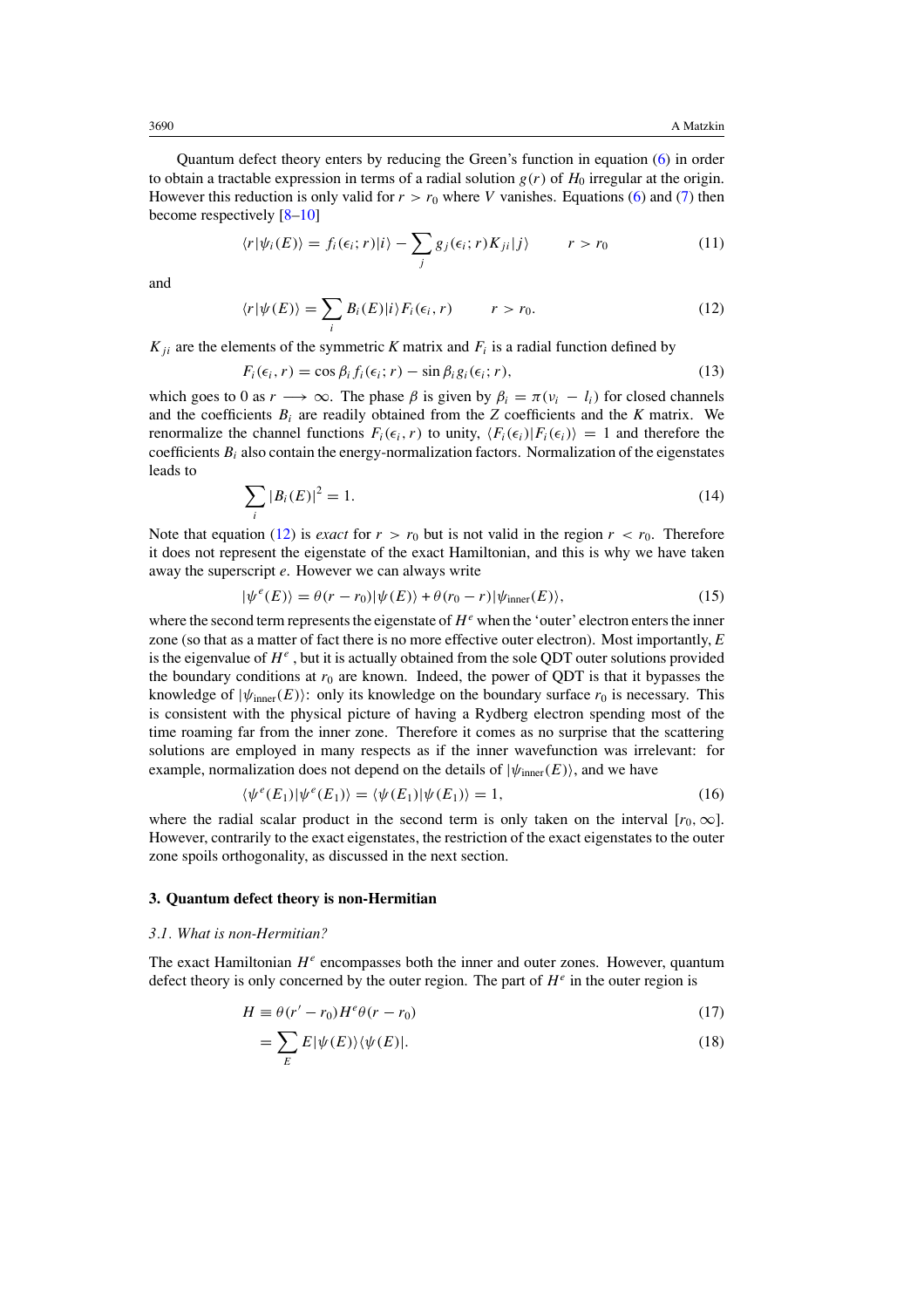Quantum defect theory enters by reducing the Green's function in equation (6) in order to obtain a tractable expression in terms of a radial solution $g(r)$ of $H_0$ irregular at the origin. However this reduction is only valid for $r > r_0$ where $V$ vanishes. Equations (6) and (7) then become respectively [8–10]

$$\langle r|\psi_i(E)\rangle = f_i(\epsilon_i; r)|i\rangle - \sum_j g_j(\epsilon_i; r) K_{ji}|j\rangle \qquad r > r_0 \tag{11}$$

and

$$\langle r|\psi(E)\rangle = \sum_i B_i(E)|i\rangle F_i(\epsilon_i, r) \qquad r > r_0. \tag{12}$$

$K_{ji}$ are the elements of the symmetric $K$ matrix and $F_i$ is a radial function defined by

$$F_i(\epsilon_i, r) = \cos\beta_i f_i(\epsilon_i; r) - \sin\beta_i g_i(\epsilon_i; r), \tag{13}$$

which goes to 0 as $r \longrightarrow \infty$. The phase $\beta$ is given by $\beta_i = \pi(\nu_i - l_i)$ for closed channels and the coefficients $B_i$ are readily obtained from the $Z$ coefficients and the $K$ matrix. We renormalize the channel functions $F_i(\epsilon_i, r)$ to unity, $\langle F_i(\epsilon_i)|F_i(\epsilon_i)\rangle = 1$ and therefore the coefficients $B_i$ also contain the energy-normalization factors. Normalization of the eigenstates leads to

$$\sum_i |B_i(E)|^2 = 1. \tag{14}$$

Note that equation (12) is *exact* for $r > r_0$ but is not valid in the region $r < r_0$. Therefore it does not represent the eigenstate of the exact Hamiltonian, and this is why we have taken away the superscript $e$. However we can always write

$$|\psi^e(E)\rangle = \theta(r - r_0)|\psi(E)\rangle + \theta(r_0 - r)|\psi_{\text{inner}}(E)\rangle, \tag{15}$$

where the second term represents the eigenstate of $H^e$ when the 'outer' electron enters the inner zone (so that as a matter of fact there is no more effective outer electron). Most importantly, $E$ is the eigenvalue of $H^e$, but it is actually obtained from the sole QDT outer solutions provided the boundary conditions at $r_0$ are known. Indeed, the power of QDT is that it bypasses the knowledge of $|\psi_{\text{inner}}(E)\rangle$: only its knowledge on the boundary surface $r_0$ is necessary. This is consistent with the physical picture of having a Rydberg electron spending most of the time roaming far from the inner zone. Therefore it comes as no surprise that the scattering solutions are employed in many respects as if the inner wavefunction was irrelevant: for example, normalization does not depend on the details of $|\psi_{\text{inner}}(E)\rangle$, and we have

$$\langle\psi^e(E_1)|\psi^e(E_1)\rangle = \langle\psi(E_1)|\psi(E_1)\rangle = 1, \tag{16}$$

where the radial scalar product in the second term is only taken on the interval $[r_0, \infty]$. However, contrarily to the exact eigenstates, the restriction of the exact eigenstates to the outer zone spoils orthogonality, as discussed in the next section.

## 3. Quantum defect theory is non-Hermitian

### 3.1. What is non-Hermitian?

The exact Hamiltonian $H^e$ encompasses both the inner and outer zones. However, quantum defect theory is only concerned by the outer region. The part of $H^e$ in the outer region is

$$H \equiv \theta(r' - r_0) H^e \theta(r - r_0) \tag{17}$$

$$= \sum_E E|\psi(E)\rangle\langle\psi(E)|. \tag{18}$$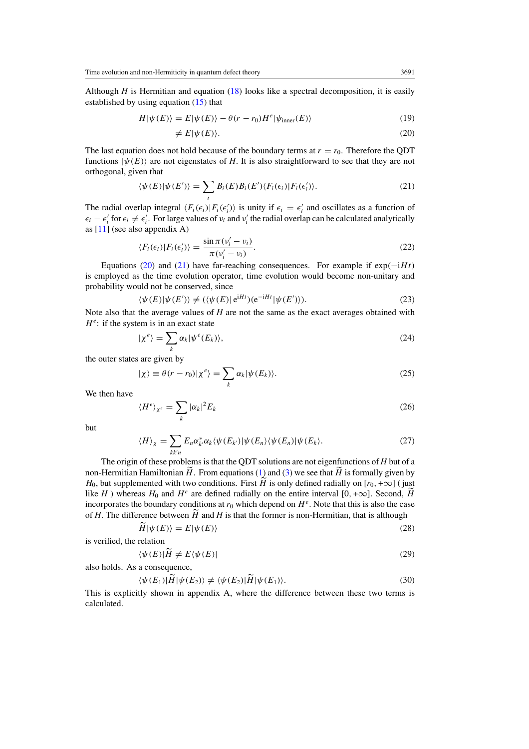Although $H$ is Hermitian and equation (18) looks like a spectral decomposition, it is easily established by using equation (15) that

$$H|\psi(E)\rangle = E|\psi(E)\rangle - \theta(r - r_0)H^e|\psi_{\text{inner}}(E)\rangle \tag{19}$$

$$\neq E|\psi(E)\rangle. \tag{20}$$

The last equation does not hold because of the boundary terms at $r = r_0$. Therefore the QDT functions $|\psi(E)\rangle$ are not eigenstates of $H$. It is also straightforward to see that they are not orthogonal, given that

$$\langle\psi(E)|\psi(E')\rangle = \sum_i B_i(E)B_i(E')\langle F_i(\epsilon_i)|F_i(\epsilon_i')\rangle. \tag{21}$$

The radial overlap integral $\langle F_i(\epsilon_i)|F_i(\epsilon_i')\rangle$ is unity if $\epsilon_i = \epsilon_i'$ and oscillates as a function of $\epsilon_i - \epsilon_i'$ for $\epsilon_i \neq \epsilon_i'$. For large values of $\nu_i$ and $\nu_i'$ the radial overlap can be calculated analytically as [11] (see also appendix A)

$$\langle F_i(\epsilon_i)|F_i(\epsilon_i')\rangle = \frac{\sin\pi(\nu_i' - \nu_i)}{\pi(\nu_i' - \nu_i)}. \tag{22}$$

Equations (20) and (21) have far-reaching consequences. For example if $\exp(-\mathrm{i}Ht)$ is employed as the time evolution operator, time evolution would become non-unitary and probability would not be conserved, since

$$\langle\psi(E)|\psi(E')\rangle \neq (\langle\psi(E)|\,\mathrm{e}^{\mathrm{i}Ht})(\mathrm{e}^{-\mathrm{i}Ht}|\psi(E')\rangle). \tag{23}$$

Note also that the average values of $H$ are not the same as the exact averages obtained with $H^e$: if the system is in an exact state

$$|\chi^e\rangle = \sum_k \alpha_k|\psi^e(E_k)\rangle, \tag{24}$$

the outer states are given by

$$|\chi\rangle \equiv \theta(r - r_0)|\chi^e\rangle = \sum_k \alpha_k|\psi(E_k)\rangle. \tag{25}$$

We then have

$$\langle H^e\rangle_{\chi^e} = \sum_k |\alpha_k|^2 E_k \tag{26}$$

but

$$\langle H\rangle_\chi = \sum_{kk'n} E_n\alpha_{k'}^*\alpha_k\langle\psi(E_{k'})|\psi(E_n)\rangle\langle\psi(E_n)|\psi(E_k)\rangle. \tag{27}$$

The origin of these problems is that the QDT solutions are not eigenfunctions of $H$ but of a non-Hermitian Hamiltonian $\widetilde{H}$. From equations (1) and (3) we see that $\widetilde{H}$ is formally given by $H_0$, but supplemented with two conditions. First $\widetilde{H}$ is only defined radially on $[r_0, +\infty]$ ( just like $H$ ) whereas $H_0$ and $H^e$ are defined radially on the entire interval $[0, +\infty]$. Second, $\widetilde{H}$ incorporates the boundary conditions at $r_0$ which depend on $H^e$. Note that this is also the case of $H$. The difference between $\widetilde{H}$ and $H$ is that the former is non-Hermitian, that is although

$$\widetilde{H}|\psi(E)\rangle = E|\psi(E)\rangle \tag{28}$$

is verified, the relation

$$\langle\psi(E)|\widetilde{H} \neq E\langle\psi(E)| \tag{29}$$

also holds. As a consequence,

$$\langle\psi(E_1)|\widetilde{H}|\psi(E_2)\rangle \neq \langle\psi(E_2)|\widetilde{H}|\psi(E_1)\rangle. \tag{30}$$

This is explicitly shown in appendix A, where the difference between these two terms is calculated.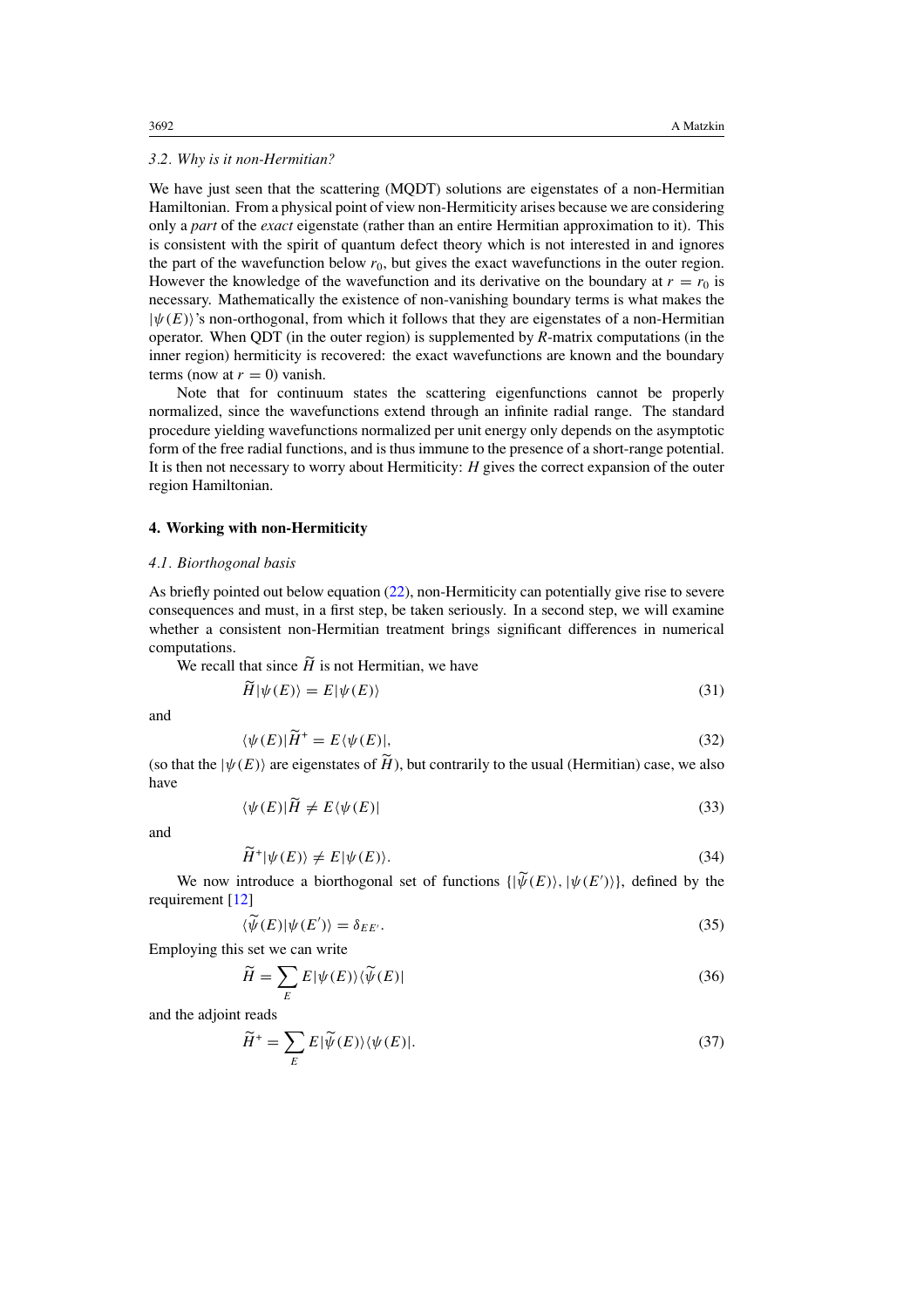### 3.2. Why is it non-Hermitian?

We have just seen that the scattering (MQDT) solutions are eigenstates of a non-Hermitian Hamiltonian. From a physical point of view non-Hermiticity arises because we are considering only a *part* of the *exact* eigenstate (rather than an entire Hermitian approximation to it). This is consistent with the spirit of quantum defect theory which is not interested in and ignores the part of the wavefunction below $r_0$, but gives the exact wavefunctions in the outer region. However the knowledge of the wavefunction and its derivative on the boundary at $r = r_0$ is necessary. Mathematically the existence of non-vanishing boundary terms is what makes the $|\psi(E)\rangle$'s non-orthogonal, from which it follows that they are eigenstates of a non-Hermitian operator. When QDT (in the outer region) is supplemented by $R$-matrix computations (in the inner region) hermiticity is recovered: the exact wavefunctions are known and the boundary terms (now at $r = 0$) vanish.

Note that for continuum states the scattering eigenfunctions cannot be properly normalized, since the wavefunctions extend through an infinite radial range. The standard procedure yielding wavefunctions normalized per unit energy only depends on the asymptotic form of the free radial functions, and is thus immune to the presence of a short-range potential. It is then not necessary to worry about Hermiticity: $H$ gives the correct expansion of the outer region Hamiltonian.

## 4. Working with non-Hermiticity

### 4.1. Biorthogonal basis

As briefly pointed out below equation (22), non-Hermiticity can potentially give rise to severe consequences and must, in a first step, be taken seriously. In a second step, we will examine whether a consistent non-Hermitian treatment brings significant differences in numerical computations.

We recall that since $\widetilde{H}$ is not Hermitian, we have

$$\widetilde{H}|\psi(E)\rangle = E|\psi(E)\rangle \tag{31}$$

and

$$\langle\psi(E)|\widetilde{H}^{+} = E\langle\psi(E)|, \tag{32}$$

(so that the $|\psi(E)\rangle$ are eigenstates of $\widetilde{H}$), but contrarily to the usual (Hermitian) case, we also have

$$\langle\psi(E)|\widetilde{H} \neq E\langle\psi(E)| \tag{33}$$

and

$$\widetilde{H}^{+}|\psi(E)\rangle \neq E|\psi(E)\rangle. \tag{34}$$

We now introduce a biorthogonal set of functions $\{|\widetilde{\psi}(E)\rangle, |\psi(E')\rangle\}$, defined by the requirement [12]

$$\langle\widetilde{\psi}(E)|\psi(E')\rangle = \delta_{EE'}. \tag{35}$$

Employing this set we can write

$$\widetilde{H} = \sum_{E} E|\psi(E)\rangle\langle\widetilde{\psi}(E)| \tag{36}$$

and the adjoint reads

$$\widetilde{H}^{+} = \sum_{E} E|\widetilde{\psi}(E)\rangle\langle\psi(E)|. \tag{37}$$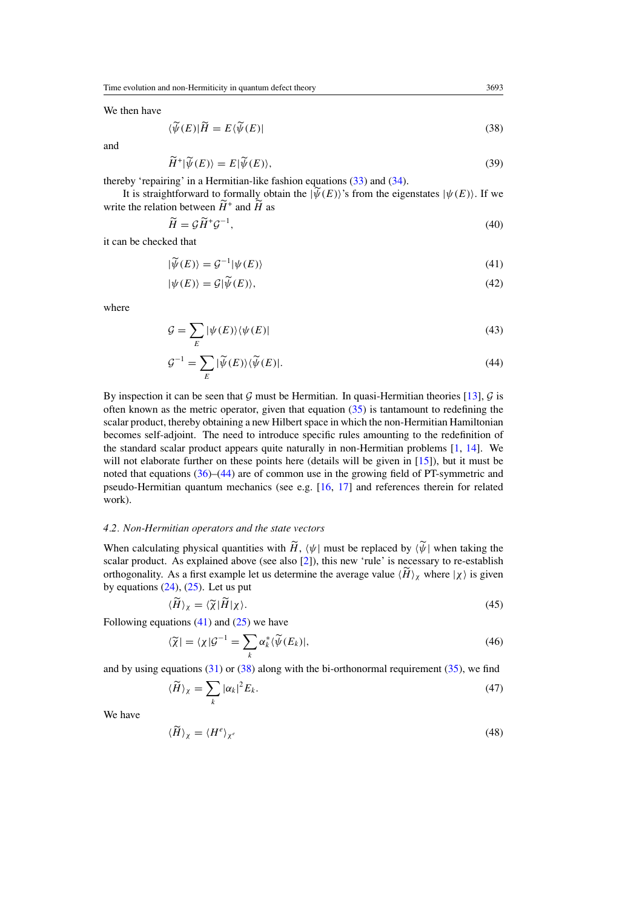We then have

$$\langle\widetilde{\psi}(E)|\widetilde{H} = E\langle\widetilde{\psi}(E)| \tag{38}$$

and

$$\widetilde{H}^{+}|\widetilde{\psi}(E)\rangle = E|\widetilde{\psi}(E)\rangle, \tag{39}$$

thereby 'repairing' in a Hermitian-like fashion equations (33) and (34).

It is straightforward to formally obtain the $|\widetilde{\psi}(E)\rangle$'s from the eigenstates $|\psi(E)\rangle$. If we write the relation between $\widetilde{H}^{+}$ and $\widetilde{H}$ as

$$\widetilde{H} = \mathcal{G}\widetilde{H}^{+}\mathcal{G}^{-1}, \tag{40}$$

it can be checked that

$$|\widetilde{\psi}(E)\rangle = \mathcal{G}^{-1}|\psi(E)\rangle \tag{41}$$

$$|\psi(E)\rangle = \mathcal{G}|\widetilde{\psi}(E)\rangle, \tag{42}$$

where

$$\mathcal{G} = \sum_{E} |\psi(E)\rangle\langle\psi(E)| \tag{43}$$

$$\mathcal{G}^{-1} = \sum_{E} |\widetilde{\psi}(E)\rangle\langle\widetilde{\psi}(E)|. \tag{44}$$

By inspection it can be seen that $\mathcal{G}$ must be Hermitian. In quasi-Hermitian theories [13], $\mathcal{G}$ is often known as the metric operator, given that equation (35) is tantamount to redefining the scalar product, thereby obtaining a new Hilbert space in which the non-Hermitian Hamiltonian becomes self-adjoint. The need to introduce specific rules amounting to the redefinition of the standard scalar product appears quite naturally in non-Hermitian problems [1, 14]. We will not elaborate further on these points here (details will be given in [15]), but it must be noted that equations (36)–(44) are of common use in the growing field of PT-symmetric and pseudo-Hermitian quantum mechanics (see e.g. [16, 17] and references therein for related work).

### 4.2. Non-Hermitian operators and the state vectors

When calculating physical quantities with $\widetilde{H}$, $\langle\psi|$ must be replaced by $\langle\widetilde{\psi}|$ when taking the scalar product. As explained above (see also [2]), this new 'rule' is necessary to re-establish orthogonality. As a first example let us determine the average value $\langle\widetilde{H}\rangle_{\chi}$ where $|\chi\rangle$ is given by equations (24), (25). Let us put

$$\langle\widetilde{H}\rangle_{\chi} = \langle\widetilde{\chi}|\widetilde{H}|\chi\rangle. \tag{45}$$

Following equations (41) and (25) we have

$$\langle\widetilde{\chi}| = \langle\chi|\mathcal{G}^{-1} = \sum_{k} \alpha_k^{*}\langle\widetilde{\psi}(E_k)|, \tag{46}$$

and by using equations (31) or (38) along with the bi-orthonormal requirement (35), we find

$$\langle\widetilde{H}\rangle_{\chi} = \sum_{k} |\alpha_k|^2 E_k. \tag{47}$$

We have

$$\langle\widetilde{H}\rangle_{\chi} = \langle H^{e}\rangle_{\chi^{e}} \tag{48}$$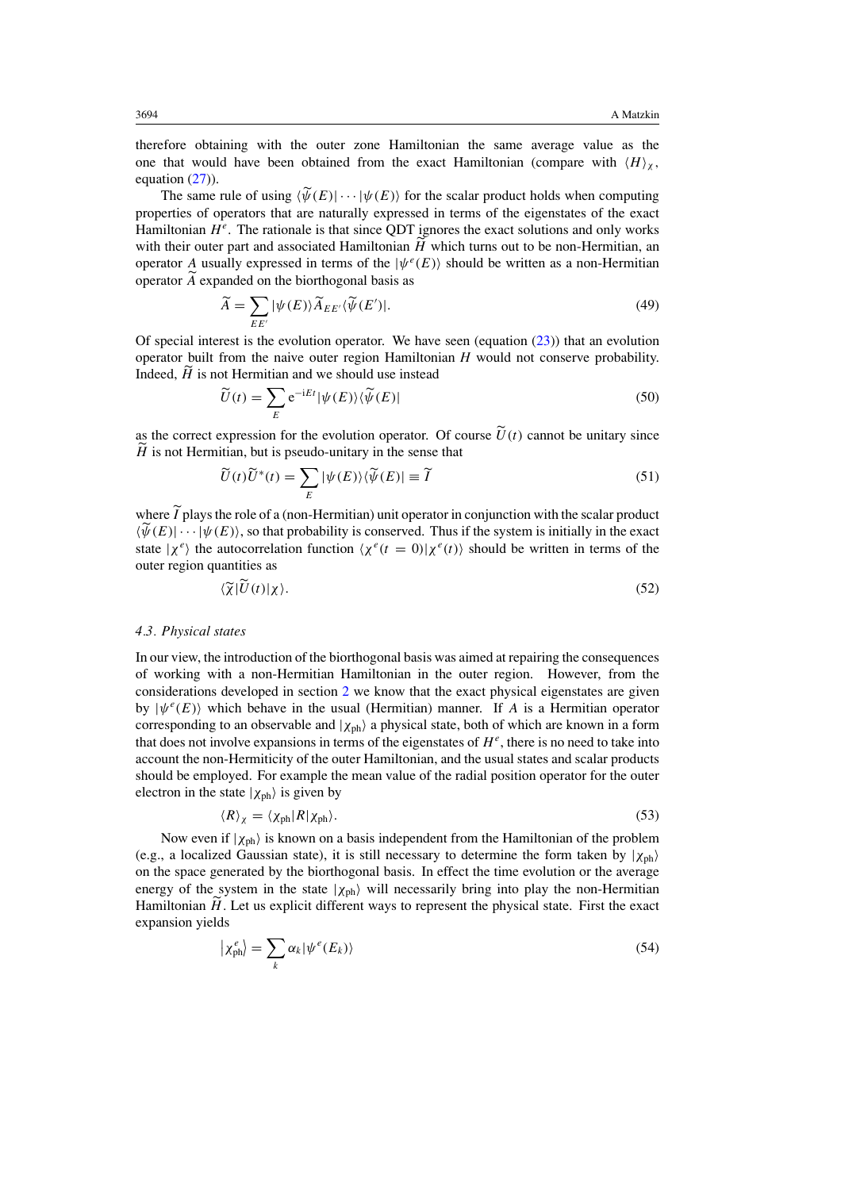therefore obtaining with the outer zone Hamiltonian the same average value as the one that would have been obtained from the exact Hamiltonian (compare with $\langle H \rangle_\chi$, equation (27)).

The same rule of using $\langle \widetilde{\psi}(E)| \cdots |\psi(E)\rangle$ for the scalar product holds when computing properties of operators that are naturally expressed in terms of the eigenstates of the exact Hamiltonian $H^e$. The rationale is that since QDT ignores the exact solutions and only works with their outer part and associated Hamiltonian $\widetilde{H}$ which turns out to be non-Hermitian, an operator $A$ usually expressed in terms of the $|\psi^e(E)\rangle$ should be written as a non-Hermitian operator $\widetilde{A}$ expanded on the biorthogonal basis as

$$\widetilde{A} = \sum_{EE'} |\psi(E)\rangle \widetilde{A}_{EE'} \langle \widetilde{\psi}(E')|. \tag{49}$$

Of special interest is the evolution operator. We have seen (equation (23)) that an evolution operator built from the naive outer region Hamiltonian $H$ would not conserve probability. Indeed, $\widetilde{H}$ is not Hermitian and we should use instead

$$\widetilde{U}(t) = \sum_E \mathrm{e}^{-\mathrm{i}Et} |\psi(E)\rangle \langle \widetilde{\psi}(E)| \tag{50}$$

as the correct expression for the evolution operator. Of course $\widetilde{U}(t)$ cannot be unitary since $\widetilde{H}$ is not Hermitian, but is pseudo-unitary in the sense that

$$\widetilde{U}(t)\widetilde{U}^*(t) = \sum_E |\psi(E)\rangle \langle \widetilde{\psi}(E)| \equiv \widetilde{I} \tag{51}$$

where $\widetilde{I}$ plays the role of a (non-Hermitian) unit operator in conjunction with the scalar product $\langle \widetilde{\psi}(E)| \cdots |\psi(E)\rangle$, so that probability is conserved. Thus if the system is initially in the exact state $|\chi^e\rangle$ the autocorrelation function $\langle \chi^e(t = 0)|\chi^e(t)\rangle$ should be written in terms of the outer region quantities as

$$\langle \widetilde{\chi}|\widetilde{U}(t)|\chi\rangle. \tag{52}$$

### 4.3. Physical states

In our view, the introduction of the biorthogonal basis was aimed at repairing the consequences of working with a non-Hermitian Hamiltonian in the outer region. However, from the considerations developed in section 2 we know that the exact physical eigenstates are given by $|\psi^e(E)\rangle$ which behave in the usual (Hermitian) manner. If $A$ is a Hermitian operator corresponding to an observable and $|\chi_{\mathrm{ph}}\rangle$ a physical state, both of which are known in a form that does not involve expansions in terms of the eigenstates of $H^e$, there is no need to take into account the non-Hermiticity of the outer Hamiltonian, and the usual states and scalar products should be employed. For example the mean value of the radial position operator for the outer electron in the state $|\chi_{\mathrm{ph}}\rangle$ is given by

$$\langle R \rangle_\chi = \langle \chi_{\mathrm{ph}}|R|\chi_{\mathrm{ph}}\rangle. \tag{53}$$

Now even if $|\chi_{\mathrm{ph}}\rangle$ is known on a basis independent from the Hamiltonian of the problem (e.g., a localized Gaussian state), it is still necessary to determine the form taken by $|\chi_{\mathrm{ph}}\rangle$ on the space generated by the biorthogonal basis. In effect the time evolution or the average energy of the system in the state $|\chi_{\mathrm{ph}}\rangle$ will necessarily bring into play the non-Hermitian Hamiltonian $\widetilde{H}$. Let us explicit different ways to represent the physical state. First the exact expansion yields

$$|\chi^e_{\mathrm{ph}}\rangle = \sum_k \alpha_k |\psi^e(E_k)\rangle \tag{54}$$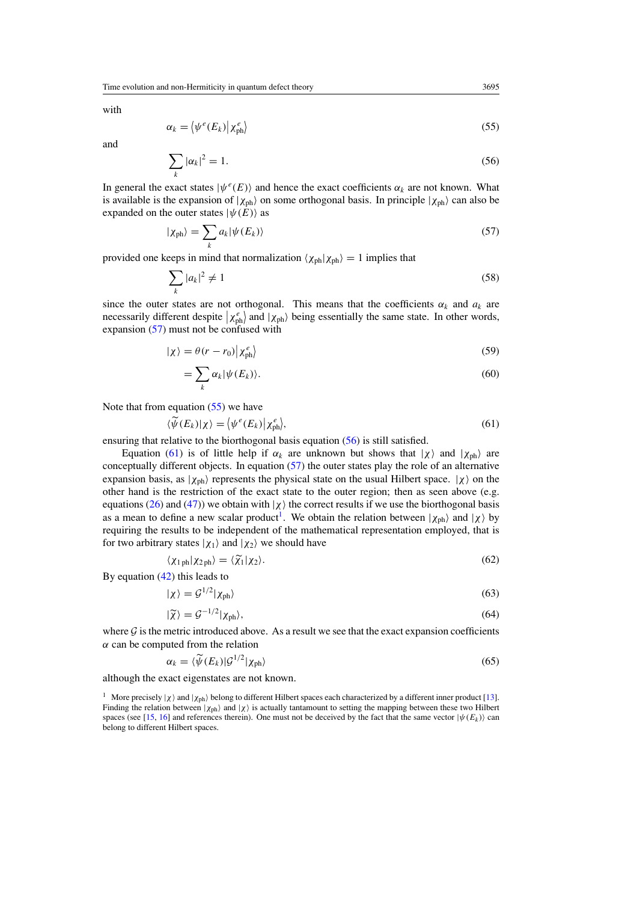with

$$\alpha_k = \langle \psi^e(E_k) | \chi^e_{\mathrm{ph}} \rangle \tag{55}$$

and

$$\sum_k |\alpha_k|^2 = 1. \tag{56}$$

In general the exact states $|\psi^e(E)\rangle$ and hence the exact coefficients $\alpha_k$ are not known. What is available is the expansion of $|\chi_{\mathrm{ph}}\rangle$ on some orthogonal basis. In principle $|\chi_{\mathrm{ph}}\rangle$ can also be expanded on the outer states $|\psi(E)\rangle$ as

$$|\chi_{\mathrm{ph}}\rangle = \sum_k a_k |\psi(E_k)\rangle \tag{57}$$

provided one keeps in mind that normalization $\langle \chi_{\mathrm{ph}} | \chi_{\mathrm{ph}} \rangle = 1$ implies that

$$\sum_k |a_k|^2 \neq 1 \tag{58}$$

since the outer states are not orthogonal. This means that the coefficients $\alpha_k$ and $a_k$ are necessarily different despite $|\chi^e_{\mathrm{ph}}\rangle$ and $|\chi_{\mathrm{ph}}\rangle$ being essentially the same state. In other words, expansion (57) must not be confused with

$$|\chi\rangle = \theta(r - r_0) |\chi^e_{\mathrm{ph}}\rangle \tag{59}$$

$$= \sum_k \alpha_k |\psi(E_k)\rangle. \tag{60}$$

Note that from equation (55) we have

$$\langle \widetilde{\psi}(E_k) | \chi \rangle = \langle \psi^e(E_k) | \chi^e_{\mathrm{ph}} \rangle, \tag{61}$$

ensuring that relative to the biorthogonal basis equation (56) is still satisfied.

Equation (61) is of little help if $\alpha_k$ are unknown but shows that $|\chi\rangle$ and $|\chi_{\mathrm{ph}}\rangle$ are conceptually different objects. In equation (57) the outer states play the role of an alternative expansion basis, as $|\chi_{\mathrm{ph}}\rangle$ represents the physical state on the usual Hilbert space. $|\chi\rangle$ on the other hand is the restriction of the exact state to the outer region; then as seen above (e.g. equations (26) and (47)) we obtain with $|\chi\rangle$ the correct results if we use the biorthogonal basis as a mean to define a new scalar product[1]. We obtain the relation between $|\chi_{\mathrm{ph}}\rangle$ and $|\chi\rangle$ by requiring the results to be independent of the mathematical representation employed, that is for two arbitrary states $|\chi_1\rangle$ and $|\chi_2\rangle$ we should have

$$\langle \chi_{1\,\mathrm{ph}} | \chi_{2\,\mathrm{ph}} \rangle = \langle \widetilde{\chi}_1 | \chi_2 \rangle. \tag{62}$$

By equation (42) this leads to

$$|\chi\rangle = \mathcal{G}^{1/2} |\chi_{\mathrm{ph}}\rangle \tag{63}$$

$$|\widetilde{\chi}\rangle = \mathcal{G}^{-1/2} |\chi_{\mathrm{ph}}\rangle, \tag{64}$$

where $\mathcal{G}$ is the metric introduced above. As a result we see that the exact expansion coefficients $\alpha$ can be computed from the relation

$$\alpha_k = \langle \widetilde{\psi}(E_k) | \mathcal{G}^{1/2} | \chi_{\mathrm{ph}} \rangle \tag{65}$$

although the exact eigenstates are not known.

[1] More precisely $|\chi\rangle$ and $|\chi_{\mathrm{ph}}\rangle$ belong to different Hilbert spaces each characterized by a different inner product [13]. Finding the relation between $|\chi_{\mathrm{ph}}\rangle$ and $|\chi\rangle$ is actually tantamount to setting the mapping between these two Hilbert spaces (see [15, 16] and references therein). One must not be deceived by the fact that the same vector $|\psi(E_k)\rangle$ can belong to different Hilbert spaces.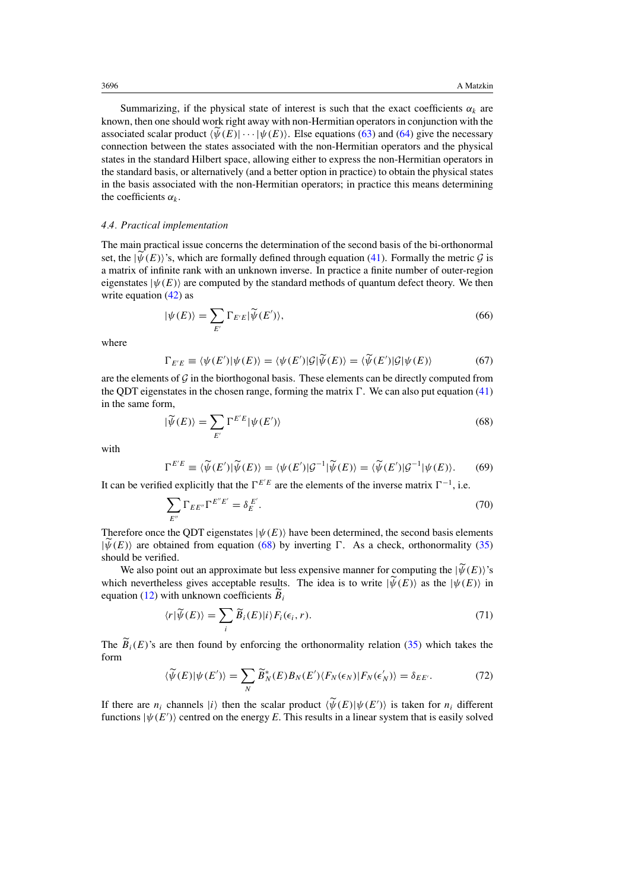Summarizing, if the physical state of interest is such that the exact coefficients $\alpha_k$ are known, then one should work right away with non-Hermitian operators in conjunction with the associated scalar product $\langle\widetilde{\psi}(E)|\cdots|\psi(E)\rangle$. Else equations (63) and (64) give the necessary connection between the states associated with the non-Hermitian operators and the physical states in the standard Hilbert space, allowing either to express the non-Hermitian operators in the standard basis, or alternatively (and a better option in practice) to obtain the physical states in the basis associated with the non-Hermitian operators; in practice this means determining the coefficients $\alpha_k$.

### 4.4. Practical implementation

The main practical issue concerns the determination of the second basis of the bi-orthonormal set, the $|\widetilde{\psi}(E)\rangle$'s, which are formally defined through equation (41). Formally the metric $\mathcal{G}$ is a matrix of infinite rank with an unknown inverse. In practice a finite number of outer-region eigenstates $|\psi(E)\rangle$ are computed by the standard methods of quantum defect theory. We then write equation (42) as

$$|\psi(E)\rangle = \sum_{E'} \Gamma_{E'E} |\widetilde{\psi}(E')\rangle, \tag{66}$$

where

$$\Gamma_{E'E} \equiv \langle\psi(E')|\psi(E)\rangle = \langle\psi(E')|\mathcal{G}|\widetilde{\psi}(E)\rangle = \langle\widetilde{\psi}(E')|\mathcal{G}|\psi(E)\rangle \tag{67}$$

are the elements of $\mathcal{G}$ in the biorthogonal basis. These elements can be directly computed from the QDT eigenstates in the chosen range, forming the matrix $\Gamma$. We can also put equation (41) in the same form,

$$|\widetilde{\psi}(E)\rangle = \sum_{E'} \Gamma^{E'E} |\psi(E')\rangle \tag{68}$$

with

$$\Gamma^{E'E} \equiv \langle\widetilde{\psi}(E')|\widetilde{\psi}(E)\rangle = \langle\psi(E')|\mathcal{G}^{-1}|\widetilde{\psi}(E)\rangle = \langle\widetilde{\psi}(E')|\mathcal{G}^{-1}|\psi(E)\rangle. \tag{69}$$

It can be verified explicitly that the $\Gamma^{E'E}$ are the elements of the inverse matrix $\Gamma^{-1}$, i.e.

$$\sum_{E''} \Gamma_{EE''} \Gamma^{E''E'} = \delta_E^{E'}. \tag{70}$$

Therefore once the QDT eigenstates $|\psi(E)\rangle$ have been determined, the second basis elements $|\widetilde{\psi}(E)\rangle$ are obtained from equation (68) by inverting $\Gamma$. As a check, orthonormality (35) should be verified.

We also point out an approximate but less expensive manner for computing the $|\widetilde{\psi}(E)\rangle$'s which nevertheless gives acceptable results. The idea is to write $|\widetilde{\psi}(E)\rangle$ as the $|\psi(E)\rangle$ in equation (12) with unknown coefficients $\widetilde{B}_i$

$$\langle r|\widetilde{\psi}(E)\rangle = \sum_i \widetilde{B}_i(E)|i\rangle F_i(\epsilon_i, r). \tag{71}$$

The $\widetilde{B}_i(E)$'s are then found by enforcing the orthonormality relation (35) which takes the form

$$\langle\widetilde{\psi}(E)|\psi(E')\rangle = \sum_N \widetilde{B}_N^*(E) B_N(E') \langle F_N(\epsilon_N)|F_N(\epsilon_N')\rangle = \delta_{EE'}. \tag{72}$$

If there are $n_i$ channels $|i\rangle$ then the scalar product $\langle\widetilde{\psi}(E)|\psi(E')\rangle$ is taken for $n_i$ different functions $|\psi(E')\rangle$ centred on the energy $E$. This results in a linear system that is easily solved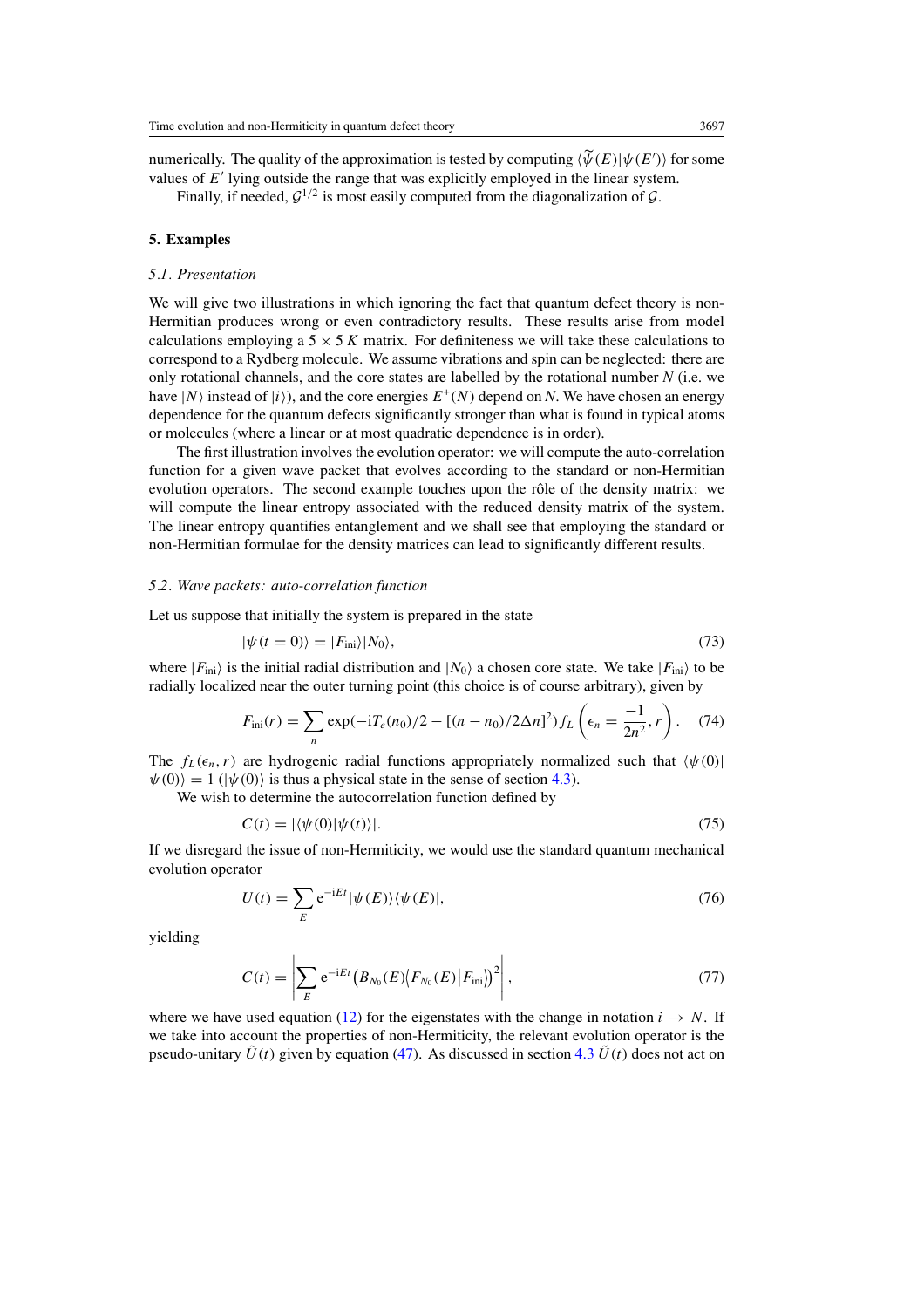numerically. The quality of the approximation is tested by computing $\langle\widetilde{\psi}(E)|\psi(E')\rangle$ for some values of $E'$ lying outside the range that was explicitly employed in the linear system.

Finally, if needed, $\mathcal{G}^{1/2}$ is most easily computed from the diagonalization of $\mathcal{G}$.

## 5. Examples

### *5.1. Presentation*

We will give two illustrations in which ignoring the fact that quantum defect theory is non-Hermitian produces wrong or even contradictory results. These results arise from model calculations employing a $5 \times 5$ $K$ matrix. For definiteness we will take these calculations to correspond to a Rydberg molecule. We assume vibrations and spin can be neglected: there are only rotational channels, and the core states are labelled by the rotational number $N$ (i.e. we have $|N\rangle$ instead of $|i\rangle$), and the core energies $E^+(N)$ depend on $N$. We have chosen an energy dependence for the quantum defects significantly stronger than what is found in typical atoms or molecules (where a linear or at most quadratic dependence is in order).

The first illustration involves the evolution operator: we will compute the auto-correlation function for a given wave packet that evolves according to the standard or non-Hermitian evolution operators. The second example touches upon the rôle of the density matrix: we will compute the linear entropy associated with the reduced density matrix of the system. The linear entropy quantifies entanglement and we shall see that employing the standard or non-Hermitian formulae for the density matrices can lead to significantly different results.

### *5.2. Wave packets: auto-correlation function*

Let us suppose that initially the system is prepared in the state

$$|\psi(t=0)\rangle = |F_{\text{ini}}\rangle|N_0\rangle, \tag{73}$$

where $|F_{\text{ini}}\rangle$ is the initial radial distribution and $|N_0\rangle$ a chosen core state. We take $|F_{\text{ini}}\rangle$ to be radially localized near the outer turning point (this choice is of course arbitrary), given by

$$F_{\text{ini}}(r) = \sum_n \exp(-\mathrm{i}T_e(n_0)/2 - [(n-n_0)/2\Delta n]^2) f_L\left(\epsilon_n = \frac{-1}{2n^2}, r\right). \tag{74}$$

The $f_L(\epsilon_n, r)$ are hydrogenic radial functions appropriately normalized such that $\langle\psi(0)|\psi(0)\rangle = 1$ ($|\psi(0)\rangle$ is thus a physical state in the sense of section 4.3).

We wish to determine the autocorrelation function defined by

$$C(t) = |\langle\psi(0)|\psi(t)\rangle|. \tag{75}$$

If we disregard the issue of non-Hermiticity, we would use the standard quantum mechanical evolution operator

$$U(t) = \sum_E \mathrm{e}^{-\mathrm{i}Et}|\psi(E)\rangle\langle\psi(E)|, \tag{76}$$

yielding

$$C(t) = \left|\sum_E \mathrm{e}^{-\mathrm{i}Et}\big(B_{N_0}(E)\big(F_{N_0}(E)\big|F_{\text{ini}}\big)\big)^2\right|, \tag{77}$$

where we have used equation (12) for the eigenstates with the change in notation $i \to N$. If we take into account the properties of non-Hermiticity, the relevant evolution operator is the pseudo-unitary $\tilde{U}(t)$ given by equation (47). As discussed in section 4.3 $\tilde{U}(t)$ does not act on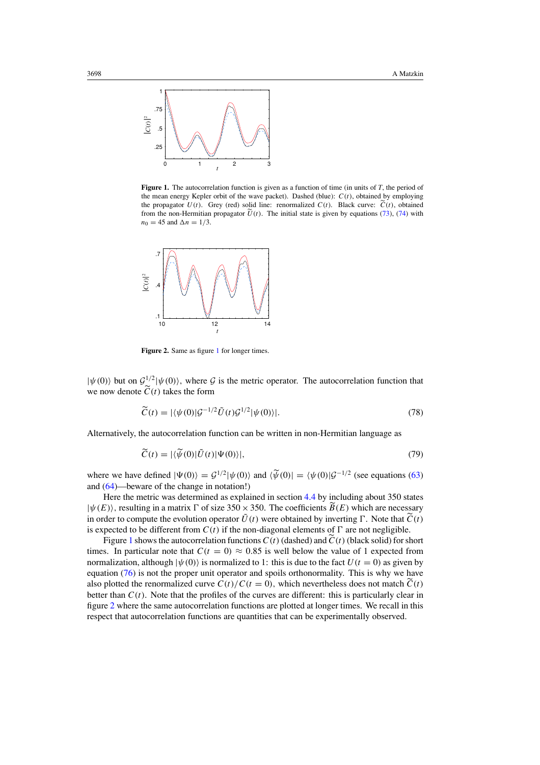**Figure 1.** The autocorrelation function is given as a function of time (in units of $T$, the period of the mean energy Kepler orbit of the wave packet). Dashed (blue): $C(t)$, obtained by employing the propagator $U(t)$. Grey (red) solid line: renormalized $C(t)$. Black curve: $\widetilde{C}(t)$, obtained from the non-Hermitian propagator $\widetilde{U}(t)$. The initial state is given by equations (73), (74) with $n_0 = 45$ and $\Delta n = 1/3$.

**Figure 2.** Same as figure 1 for longer times.

$|\psi(0)\rangle$ but on $\mathcal{G}^{1/2}|\psi(0)\rangle$, where $\mathcal{G}$ is the metric operator. The autocorrelation function that we now denote $\widetilde{C}(t)$ takes the form

$$\widetilde{C}(t) = |\langle\psi(0)|\mathcal{G}^{-1/2}\tilde{U}(t)\mathcal{G}^{1/2}|\psi(0)\rangle|. \tag{78}$$

Alternatively, the autocorrelation function can be written in non-Hermitian language as

$$\widetilde{C}(t) = |\langle\widetilde{\psi}(0)|\tilde{U}(t)|\Psi(0)\rangle|, \tag{79}$$

where we have defined $|\Psi(0)\rangle = \mathcal{G}^{1/2}|\psi(0)\rangle$ and $\langle\widetilde{\psi}(0)| = \langle\psi(0)|\mathcal{G}^{-1/2}$ (see equations (63) and (64)—beware of the change in notation!)

Here the metric was determined as explained in section 4.4 by including about 350 states $|\psi(E)\rangle$, resulting in a matrix $\Gamma$ of size $350 \times 350$. The coefficients $\widetilde{B}(E)$ which are necessary in order to compute the evolution operator $\tilde{U}(t)$ were obtained by inverting $\Gamma$. Note that $\widetilde{C}(t)$ is expected to be different from $C(t)$ if the non-diagonal elements of $\Gamma$ are not negligible.

Figure 1 shows the autocorrelation functions $C(t)$ (dashed) and $\widetilde{C}(t)$ (black solid) for short times. In particular note that $C(t = 0) \approx 0.85$ is well below the value of 1 expected from normalization, although $|\psi(0)\rangle$ is normalized to 1: this is due to the fact $U(t = 0)$ as given by equation (76) is not the proper unit operator and spoils orthonormality. This is why we have also plotted the renormalized curve $C(t)/C(t = 0)$, which nevertheless does not match $\widetilde{C}(t)$ better than $C(t)$. Note that the profiles of the curves are different: this is particularly clear in figure 2 where the same autocorrelation functions are plotted at longer times. We recall in this respect that autocorrelation functions are quantities that can be experimentally observed.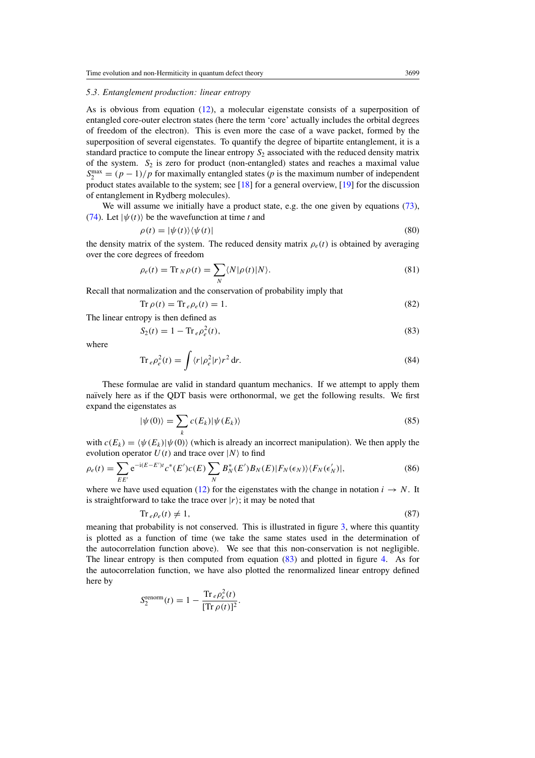### 5.3. Entanglement production: linear entropy

As is obvious from equation (12), a molecular eigenstate consists of a superposition of entangled core-outer electron states (here the term 'core' actually includes the orbital degrees of freedom of the electron). This is even more the case of a wave packet, formed by the superposition of several eigenstates. To quantify the degree of bipartite entanglement, it is a standard practice to compute the linear entropy $S_2$ associated with the reduced density matrix of the system. $S_2$ is zero for product (non-entangled) states and reaches a maximal value $S_2^{\max} = (p-1)/p$ for maximally entangled states ($p$ is the maximum number of independent product states available to the system; see [18] for a general overview, [19] for the discussion of entanglement in Rydberg molecules).

We will assume we initially have a product state, e.g. the one given by equations (73), (74). Let $|\psi(t)\rangle$ be the wavefunction at time $t$ and

$$\rho(t) = |\psi(t)\rangle\langle\psi(t)| \tag{80}$$

the density matrix of the system. The reduced density matrix $\rho_e(t)$ is obtained by averaging over the core degrees of freedom

$$\rho_e(t) = \mathrm{Tr}_N \rho(t) = \sum_N \langle N|\rho(t)|N\rangle. \tag{81}$$

Recall that normalization and the conservation of probability imply that

$$\mathrm{Tr}\,\rho(t) = \mathrm{Tr}_e \rho_e(t) = 1. \tag{82}$$

The linear entropy is then defined as

$$S_2(t) = 1 - \mathrm{Tr}_e \rho_e^2(t), \tag{83}$$

where

$$\mathrm{Tr}_e \rho_e^2(t) = \int \langle r|\rho_e^2|r\rangle r^2\,\mathrm{d}r. \tag{84}$$

These formulae are valid in standard quantum mechanics. If we attempt to apply them naïvely here as if the QDT basis were orthonormal, we get the following results. We first expand the eigenstates as

$$|\psi(0)\rangle = \sum_k c(E_k)|\psi(E_k)\rangle \tag{85}$$

with $c(E_k) = \langle\psi(E_k)|\psi(0)\rangle$ (which is already an incorrect manipulation). We then apply the evolution operator $U(t)$ and trace over $|N\rangle$ to find

$$\rho_e(t) = \sum_{EE'} \mathrm{e}^{-\mathrm{i}(E-E')t} c^*(E')c(E) \sum_N B_N^*(E')B_N(E)|F_N(\epsilon_N)\rangle\langle F_N(\epsilon_N')|, \tag{86}$$

where we have used equation (12) for the eigenstates with the change in notation $i \to N$. It is straightforward to take the trace over $|r\rangle$; it may be noted that

$$\mathrm{Tr}_e \rho_e(t) \neq 1, \tag{87}$$

meaning that probability is not conserved. This is illustrated in figure 3, where this quantity is plotted as a function of time (we take the same states used in the determination of the autocorrelation function above). We see that this non-conservation is not negligible. The linear entropy is then computed from equation (83) and plotted in figure 4. As for the autocorrelation function, we have also plotted the renormalized linear entropy defined here by

$$S_2^{\mathrm{renorm}}(t) = 1 - \frac{\mathrm{Tr}_e \rho_e^2(t)}{[\mathrm{Tr}\,\rho(t)]^2}.$$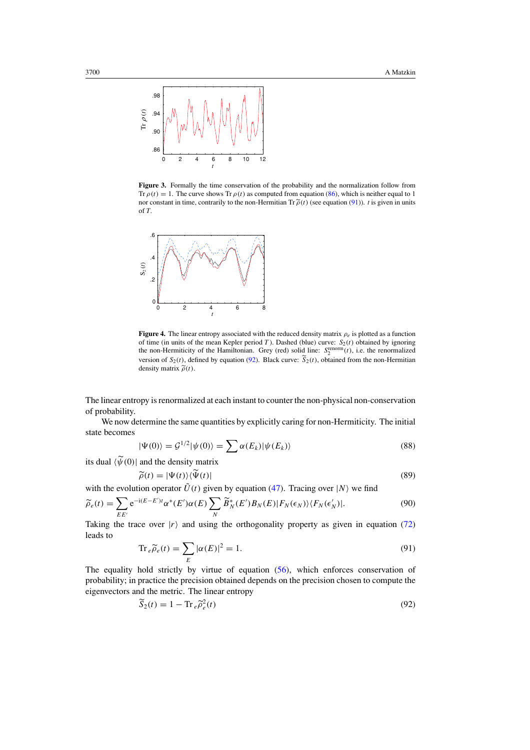**Figure 3.** Formally the time conservation of the probability and the normalization follow from $\mathrm{Tr}\,\rho(t) = 1$. The curve shows $\mathrm{Tr}\,\rho(t)$ as computed from equation (86), which is neither equal to 1 nor constant in time, contrarily to the non-Hermitian $\mathrm{Tr}\,\widetilde{\rho}(t)$ (see equation (91)). $t$ is given in units of $T$.

**Figure 4.** The linear entropy associated with the reduced density matrix $\rho_e$ is plotted as a function of time (in units of the mean Kepler period $T$). Dashed (blue) curve: $S_2(t)$ obtained by ignoring the non-Hermiticity of the Hamiltonian. Grey (red) solid line: $S_2^{\mathrm{renorm}}(t)$, i.e. the renormalized version of $S_2(t)$, defined by equation (92). Black curve: $\widetilde{S}_2(t)$, obtained from the non-Hermitian density matrix $\widetilde{\rho}(t)$.

The linear entropy is renormalized at each instant to counter the non-physical non-conservation of probability.

We now determine the same quantities by explicitly caring for non-Hermiticity. The initial state becomes

$$|\Psi(0)\rangle = \mathcal{G}^{1/2}|\psi(0)\rangle = \sum \alpha(E_k)|\psi(E_k)\rangle \tag{88}$$

its dual $\langle\widetilde{\psi}(0)|$ and the density matrix

$$\widetilde{\rho}(t) = |\Psi(t)\rangle\langle\widetilde{\Psi}(t)| \tag{89}$$

with the evolution operator $\tilde{U}(t)$ given by equation (47). Tracing over $|N\rangle$ we find

$$\widetilde{\rho}_e(t) = \sum_{EE'} \mathrm{e}^{-\mathrm{i}(E-E')t}\alpha^*(E')\alpha(E)\sum_N \widetilde{B}_N^*(E')B_N(E)|F_N(\epsilon_N)\rangle\langle F_N(\epsilon_N')|. \tag{90}$$

Taking the trace over $|r\rangle$ and using the orthogonality property as given in equation (72) leads to

$$\mathrm{Tr}\,_e\widetilde{\rho}_e(t) = \sum_E |\alpha(E)|^2 = 1. \tag{91}$$

The equality hold strictly by virtue of equation (56), which enforces conservation of probability; in practice the precision obtained depends on the precision chosen to compute the eigenvectors and the metric. The linear entropy

$$\widetilde{S}_2(t) = 1 - \mathrm{Tr}\,_e\widetilde{\rho}_e^2(t) \tag{92}$$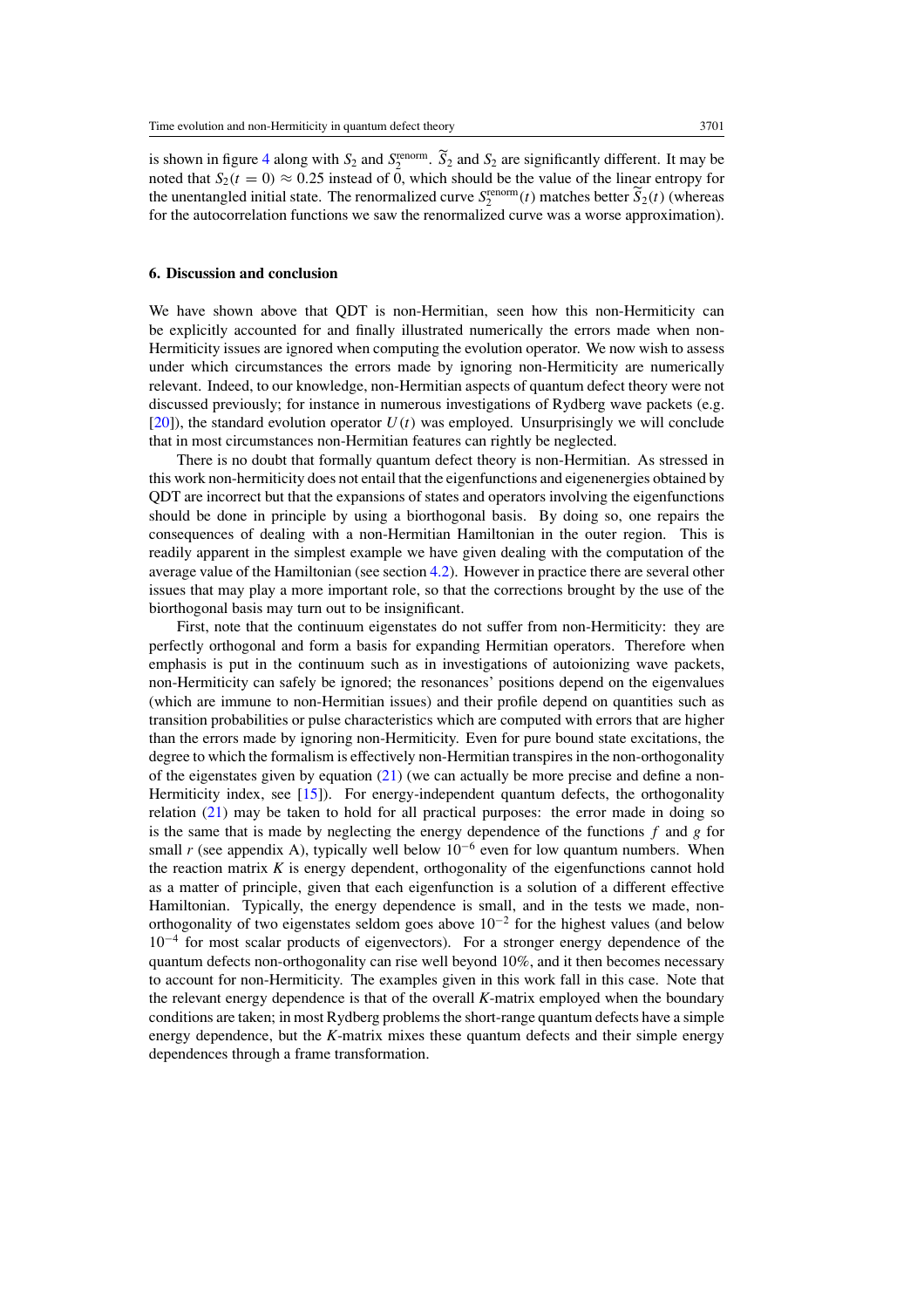is shown in figure 4 along with $S_2$ and $S_2^{\text{renorm}}$. $\widetilde{S}_2$ and $S_2$ are significantly different. It may be noted that $S_2(t = 0) \approx 0.25$ instead of 0, which should be the value of the linear entropy for the unentangled initial state. The renormalized curve $S_2^{\text{renorm}}(t)$ matches better $\widetilde{S}_2(t)$ (whereas for the autocorrelation functions we saw the renormalized curve was a worse approximation).

## 6. Discussion and conclusion

We have shown above that QDT is non-Hermitian, seen how this non-Hermiticity can be explicitly accounted for and finally illustrated numerically the errors made when non-Hermiticity issues are ignored when computing the evolution operator. We now wish to assess under which circumstances the errors made by ignoring non-Hermiticity are numerically relevant. Indeed, to our knowledge, non-Hermitian aspects of quantum defect theory were not discussed previously; for instance in numerous investigations of Rydberg wave packets (e.g. [20]), the standard evolution operator $U(t)$ was employed. Unsurprisingly we will conclude that in most circumstances non-Hermitian features can rightly be neglected.

There is no doubt that formally quantum defect theory is non-Hermitian. As stressed in this work non-hermiticity does not entail that the eigenfunctions and eigenenergies obtained by QDT are incorrect but that the expansions of states and operators involving the eigenfunctions should be done in principle by using a biorthogonal basis. By doing so, one repairs the consequences of dealing with a non-Hermitian Hamiltonian in the outer region. This is readily apparent in the simplest example we have given dealing with the computation of the average value of the Hamiltonian (see section 4.2). However in practice there are several other issues that may play a more important role, so that the corrections brought by the use of the biorthogonal basis may turn out to be insignificant.

First, note that the continuum eigenstates do not suffer from non-Hermiticity: they are perfectly orthogonal and form a basis for expanding Hermitian operators. Therefore when emphasis is put in the continuum such as in investigations of autoionizing wave packets, non-Hermiticity can safely be ignored; the resonances' positions depend on the eigenvalues (which are immune to non-Hermitian issues) and their profile depend on quantities such as transition probabilities or pulse characteristics which are computed with errors that are higher than the errors made by ignoring non-Hermiticity. Even for pure bound state excitations, the degree to which the formalism is effectively non-Hermitian transpires in the non-orthogonality of the eigenstates given by equation (21) (we can actually be more precise and define a non-Hermiticity index, see [15]). For energy-independent quantum defects, the orthogonality relation (21) may be taken to hold for all practical purposes: the error made in doing so is the same that is made by neglecting the energy dependence of the functions $f$ and $g$ for small $r$ (see appendix A), typically well below $10^{-6}$ even for low quantum numbers. When the reaction matrix $K$ is energy dependent, orthogonality of the eigenfunctions cannot hold as a matter of principle, given that each eigenfunction is a solution of a different effective Hamiltonian. Typically, the energy dependence is small, and in the tests we made, non-orthogonality of two eigenstates seldom goes above $10^{-2}$ for the highest values (and below $10^{-4}$ for most scalar products of eigenvectors). For a stronger energy dependence of the quantum defects non-orthogonality can rise well beyond 10%, and it then becomes necessary to account for non-Hermiticity. The examples given in this work fall in this case. Note that the relevant energy dependence is that of the overall $K$-matrix employed when the boundary conditions are taken; in most Rydberg problems the short-range quantum defects have a simple energy dependence, but the $K$-matrix mixes these quantum defects and their simple energy dependences through a frame transformation.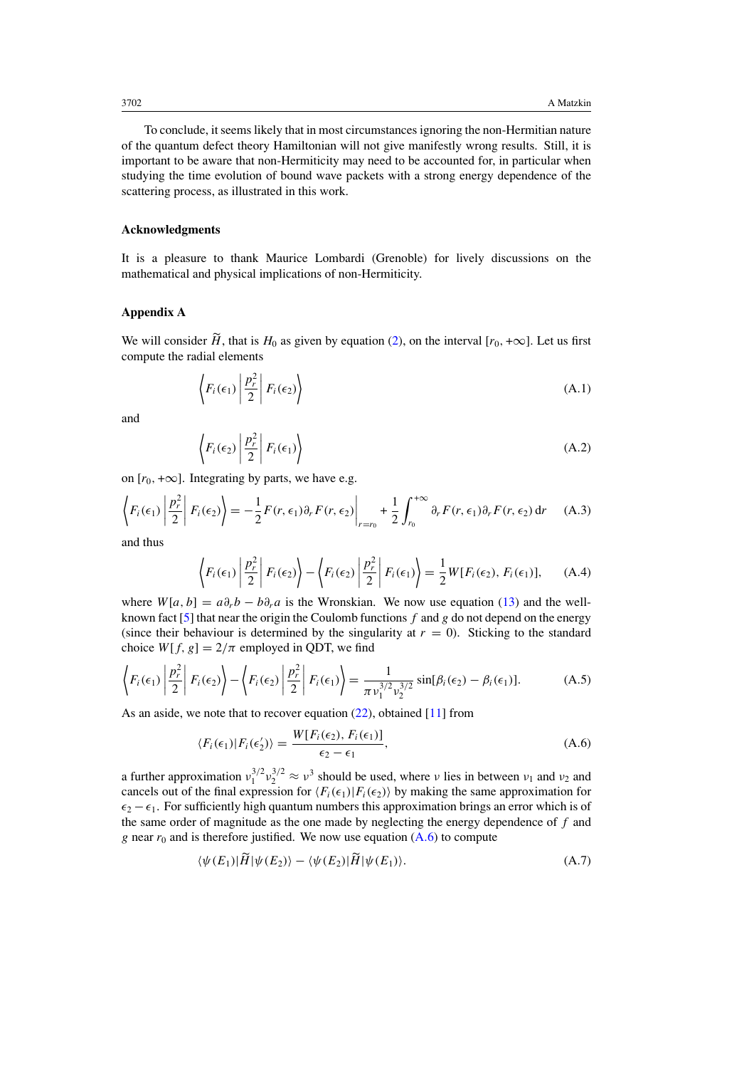To conclude, it seems likely that in most circumstances ignoring the non-Hermitian nature of the quantum defect theory Hamiltonian will not give manifestly wrong results. Still, it is important to be aware that non-Hermiticity may need to be accounted for, in particular when studying the time evolution of bound wave packets with a strong energy dependence of the scattering process, as illustrated in this work.

### Acknowledgments

It is a pleasure to thank Maurice Lombardi (Grenoble) for lively discussions on the mathematical and physical implications of non-Hermiticity.

### Appendix A

We will consider $\widetilde{H}$, that is $H_0$ as given by equation (2), on the interval $[r_0, +\infty]$. Let us first compute the radial elements

$$\left\langle F_i(\epsilon_1) \left| \frac{p_r^2}{2} \right| F_i(\epsilon_2) \right\rangle \tag{A.1}$$

and

$$\left\langle F_i(\epsilon_2) \left| \frac{p_r^2}{2} \right| F_i(\epsilon_1) \right\rangle \tag{A.2}$$

on $[r_0, +\infty]$. Integrating by parts, we have e.g.

$$\left\langle F_i(\epsilon_1) \left| \frac{p_r^2}{2} \right| F_i(\epsilon_2) \right\rangle = -\frac{1}{2} F(r, \epsilon_1) \partial_r F(r, \epsilon_2) \bigg|_{r=r_0} + \frac{1}{2} \int_{r_0}^{+\infty} \partial_r F(r, \epsilon_1) \partial_r F(r, \epsilon_2) \, \mathrm{d}r \tag{A.3}$$

and thus

$$\left\langle F_i(\epsilon_1) \left| \frac{p_r^2}{2} \right| F_i(\epsilon_2) \right\rangle - \left\langle F_i(\epsilon_2) \left| \frac{p_r^2}{2} \right| F_i(\epsilon_1) \right\rangle = \frac{1}{2} W[F_i(\epsilon_2), F_i(\epsilon_1)], \tag{A.4}$$

where $W[a, b] = a\partial_r b - b\partial_r a$ is the Wronskian. We now use equation (13) and the well-known fact [5] that near the origin the Coulomb functions $f$ and $g$ do not depend on the energy (since their behaviour is determined by the singularity at $r = 0$). Sticking to the standard choice $W[f, g] = 2/\pi$ employed in QDT, we find

$$\left\langle F_i(\epsilon_1) \left| \frac{p_r^2}{2} \right| F_i(\epsilon_2) \right\rangle - \left\langle F_i(\epsilon_2) \left| \frac{p_r^2}{2} \right| F_i(\epsilon_1) \right\rangle = \frac{1}{\pi \nu_1^{3/2} \nu_2^{3/2}} \sin[\beta_i(\epsilon_2) - \beta_i(\epsilon_1)]. \tag{A.5}$$

As an aside, we note that to recover equation (22), obtained [11] from

$$\langle F_i(\epsilon_1) | F_i(\epsilon_2') \rangle = \frac{W[F_i(\epsilon_2), F_i(\epsilon_1)]}{\epsilon_2 - \epsilon_1}, \tag{A.6}$$

a further approximation $\nu_1^{3/2} \nu_2^{3/2} \approx \nu^3$ should be used, where $\nu$ lies in between $\nu_1$ and $\nu_2$ and cancels out of the final expression for $\langle F_i(\epsilon_1) | F_i(\epsilon_2) \rangle$ by making the same approximation for $\epsilon_2 - \epsilon_1$. For sufficiently high quantum numbers this approximation brings an error which is of the same order of magnitude as the one made by neglecting the energy dependence of $f$ and $g$ near $r_0$ and is therefore justified. We now use equation (A.6) to compute

$$\langle \psi(E_1) | \widetilde{H} | \psi(E_2) \rangle - \langle \psi(E_2) | \widetilde{H} | \psi(E_1) \rangle. \tag{A.7}$$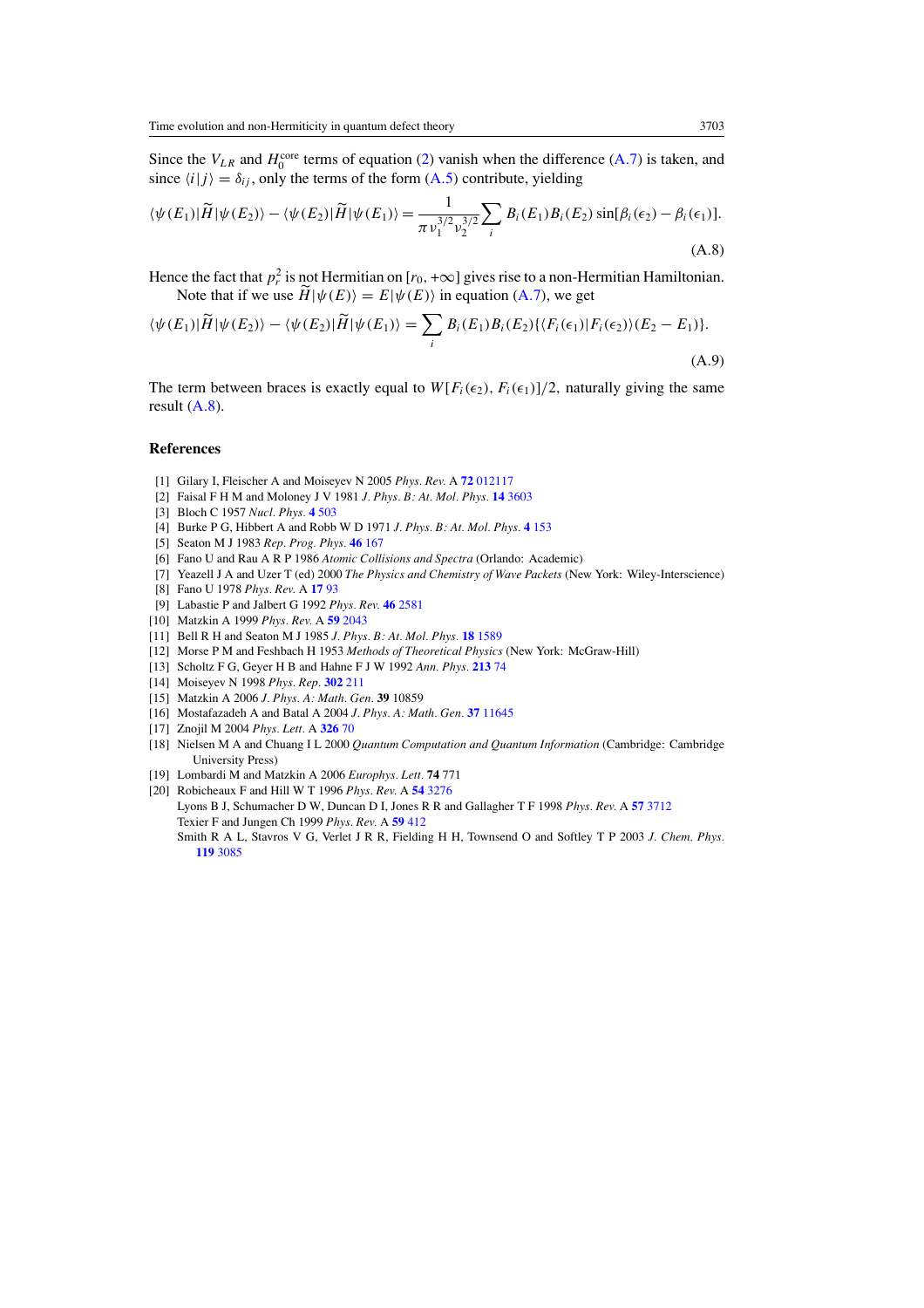Since the $V_{LR}$ and $H_0^{\mathrm{core}}$ terms of equation (2) vanish when the difference (A.7) is taken, and since $\langle i|j\rangle = \delta_{ij}$, only the terms of the form (A.5) contribute, yielding

$$\langle\psi(E_1)|\widetilde{H}|\psi(E_2)\rangle - \langle\psi(E_2)|\widetilde{H}|\psi(E_1)\rangle = \frac{1}{\pi\nu_1^{3/2}\nu_2^{3/2}}\sum_i B_i(E_1)B_i(E_2)\sin[\beta_i(\epsilon_2) - \beta_i(\epsilon_1)]. \tag{A.8}$$

Hence the fact that $p_r^2$ is not Hermitian on $[r_0, +\infty]$ gives rise to a non-Hermitian Hamiltonian.

Note that if we use $\widetilde{H}|\psi(E)\rangle = E|\psi(E)\rangle$ in equation (A.7), we get

$$\langle\psi(E_1)|\widetilde{H}|\psi(E_2)\rangle - \langle\psi(E_2)|\widetilde{H}|\psi(E_1)\rangle = \sum_i B_i(E_1)B_i(E_2)\{\langle F_i(\epsilon_1)|F_i(\epsilon_2)\rangle(E_2 - E_1)\}. \tag{A.9}$$

The term between braces is exactly equal to $W[F_i(\epsilon_2), F_i(\epsilon_1)]/2$, naturally giving the same result (A.8).

## References

[1] Gilary I, Fleischer A and Moiseyev N 2005 *Phys. Rev.* A **72** 012117

[2] Faisal F H M and Moloney J V 1981 *J. Phys. B: At. Mol. Phys.* **14** 3603

[3] Bloch C 1957 *Nucl. Phys.* **4** 503

[4] Burke P G, Hibbert A and Robb W D 1971 *J. Phys. B: At. Mol. Phys.* **4** 153

[5] Seaton M J 1983 *Rep. Prog. Phys.* **46** 167

[6] Fano U and Rau A R P 1986 *Atomic Collisions and Spectra* (Orlando: Academic)

[7] Yeazell J A and Uzer T (ed) 2000 *The Physics and Chemistry of Wave Packets* (New York: Wiley-Interscience)

[8] Fano U 1978 *Phys. Rev.* A **17** 93

[9] Labastie P and Jalbert G 1992 *Phys. Rev.* **46** 2581

[10] Matzkin A 1999 *Phys. Rev.* A **59** 2043

[11] Bell R H and Seaton M J 1985 *J. Phys. B: At. Mol. Phys.* **18** 1589

[12] Morse P M and Feshbach H 1953 *Methods of Theoretical Physics* (New York: McGraw-Hill)

[13] Scholtz F G, Geyer H B and Hahne F J W 1992 *Ann. Phys.* **213** 74

[14] Moiseyev N 1998 *Phys. Rep.* **302** 211

[15] Matzkin A 2006 *J. Phys. A: Math. Gen.* **39** 10859

[16] Mostafazadeh A and Batal A 2004 *J. Phys. A: Math. Gen.* **37** 11645

[17] Znojil M 2004 *Phys. Lett.* A **326** 70

[18] Nielsen M A and Chuang I L 2000 *Quantum Computation and Quantum Information* (Cambridge: Cambridge University Press)

[19] Lombardi M and Matzkin A 2006 *Europhys. Lett.* **74** 771

[20] Robicheaux F and Hill W T 1996 *Phys. Rev.* A **54** 3276
Lyons B J, Schumacher D W, Duncan D I, Jones R R and Gallagher T F 1998 *Phys. Rev.* A **57** 3712
Texier F and Jungen Ch 1999 *Phys. Rev.* A **59** 412
Smith R A L, Stavros V G, Verlet J R R, Fielding H H, Townsend O and Softley T P 2003 *J. Chem. Phys.* **119** 3085